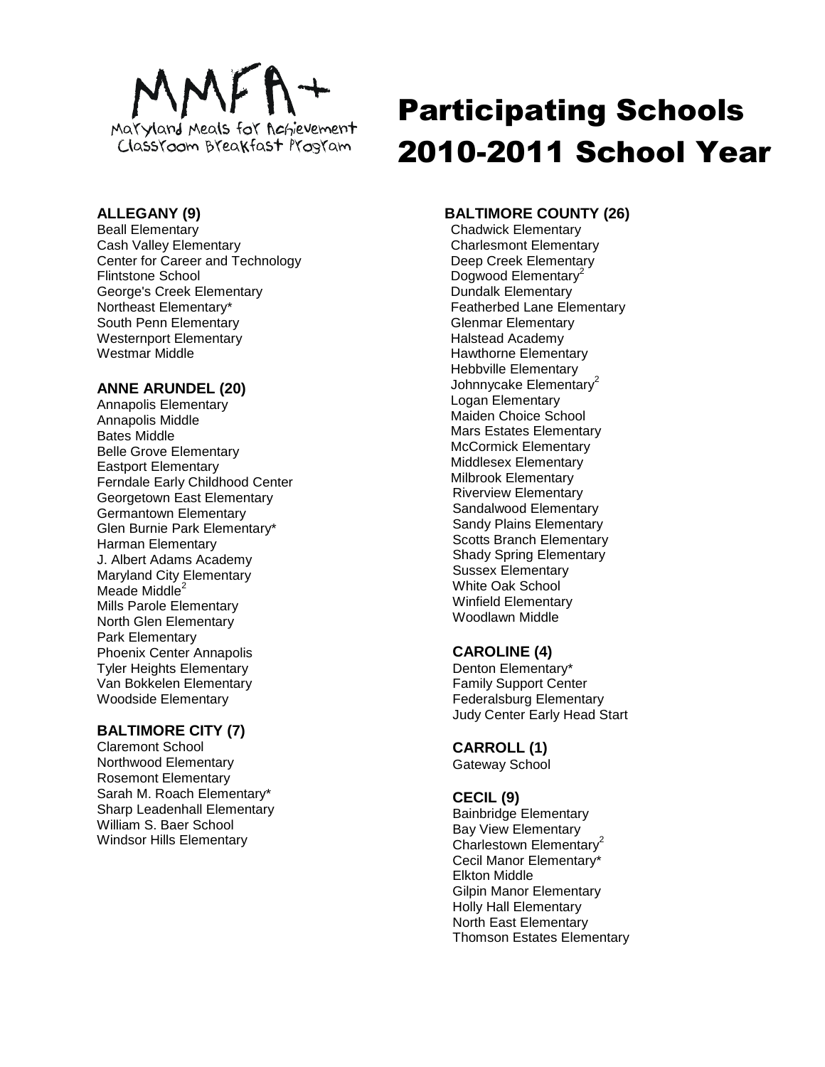MMFA+
Maryland Meals for Achievement
Classroom Breakfast Program

# Participating Schools 2010-2011 School Year

**ALLEGANY (9)**
Beall Elementary
Cash Valley Elementary
Center for Career and Technology
Flintstone School
George's Creek Elementary
Northeast Elementary*
South Penn Elementary
Westernport Elementary
Westmar Middle

**ANNE ARUNDEL (20)**
Annapolis Elementary
Annapolis Middle
Bates Middle
Belle Grove Elementary
Eastport Elementary
Ferndale Early Childhood Center
Georgetown East Elementary
Germantown Elementary
Glen Burnie Park Elementary*
Harman Elementary
J. Albert Adams Academy
Maryland City Elementary
Meade Middle[2]
Mills Parole Elementary
North Glen Elementary
Park Elementary
Phoenix Center Annapolis
Tyler Heights Elementary
Van Bokkelen Elementary
Woodside Elementary

**BALTIMORE CITY (7)**
Claremont School
Northwood Elementary
Rosemont Elementary
Sarah M. Roach Elementary*
Sharp Leadenhall Elementary
William S. Baer School
Windsor Hills Elementary

**BALTIMORE COUNTY (26)**
Chadwick Elementary
Charlesmont Elementary
Deep Creek Elementary
Dogwood Elementary[2]
Dundalk Elementary
Featherbed Lane Elementary
Glenmar Elementary
Halstead Academy
Hawthorne Elementary
Hebbville Elementary
Johnnycake Elementary[2]
Logan Elementary
Maiden Choice School
Mars Estates Elementary
McCormick Elementary
Middlesex Elementary
Milbrook Elementary
Riverview Elementary
Sandalwood Elementary
Sandy Plains Elementary
Scotts Branch Elementary
Shady Spring Elementary
Sussex Elementary
White Oak School
Winfield Elementary
Woodlawn Middle

**CAROLINE (4)**
Denton Elementary*
Family Support Center
Federalsburg Elementary
Judy Center Early Head Start

**CARROLL (1)**
Gateway School

**CECIL (9)**
Bainbridge Elementary
Bay View Elementary
Charlestown Elementary[2]
Cecil Manor Elementary*
Elkton Middle
Gilpin Manor Elementary
Holly Hall Elementary
North East Elementary
Thomson Estates Elementary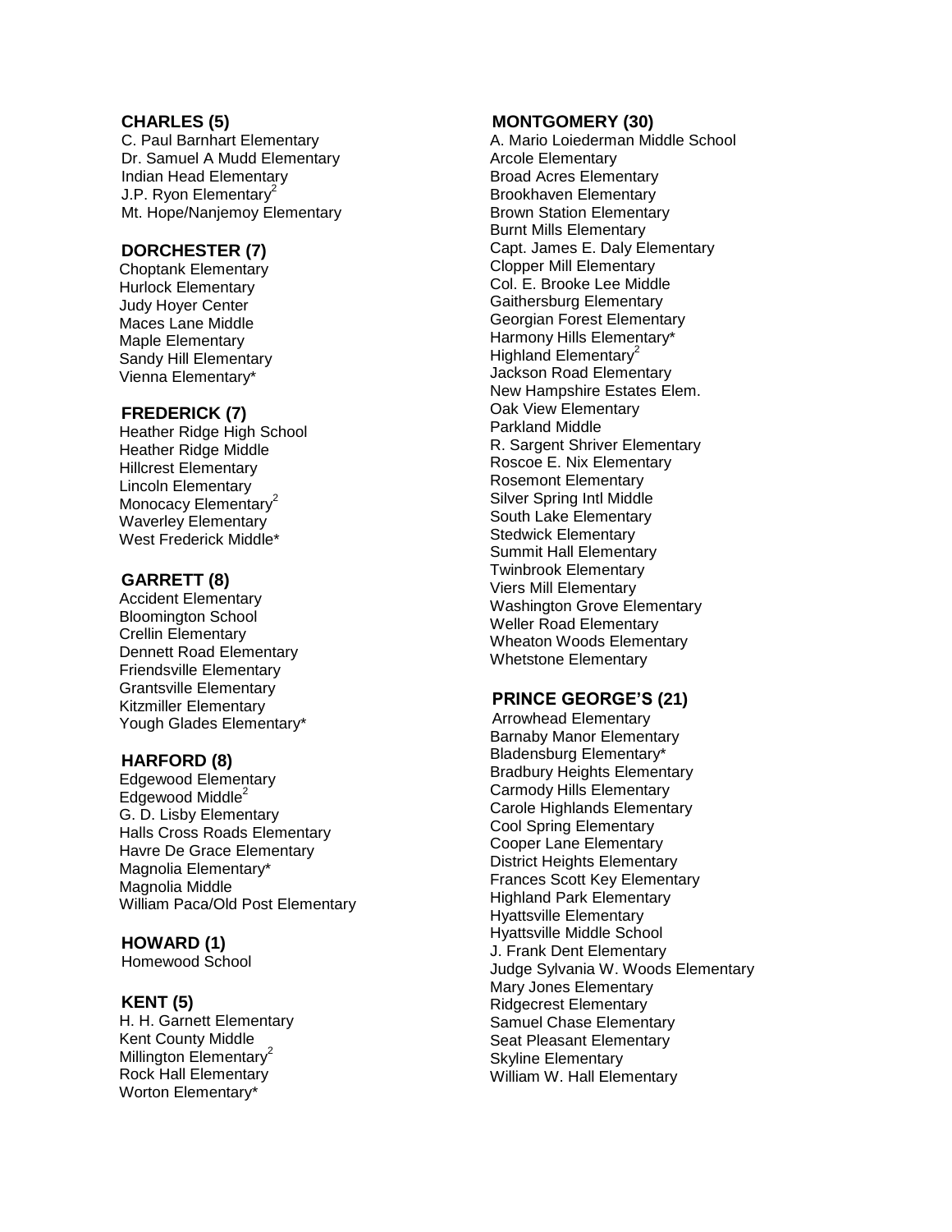**CHARLES (5)**

C. Paul Barnhart Elementary
Dr. Samuel A Mudd Elementary
Indian Head Elementary
J.P. Ryon Elementary[2]
Mt. Hope/Nanjemoy Elementary

**DORCHESTER (7)**

Choptank Elementary
Hurlock Elementary
Judy Hoyer Center
Maces Lane Middle
Maple Elementary
Sandy Hill Elementary
Vienna Elementary*

**FREDERICK (7)**

Heather Ridge High School
Heather Ridge Middle
Hillcrest Elementary
Lincoln Elementary
Monocacy Elementary[2]
Waverley Elementary
West Frederick Middle*

**GARRETT (8)**

Accident Elementary
Bloomington School
Crellin Elementary
Dennett Road Elementary
Friendsville Elementary
Grantsville Elementary
Kitzmiller Elementary
Yough Glades Elementary*

**HARFORD (8)**

Edgewood Elementary
Edgewood Middle[2]
G. D. Lisby Elementary
Halls Cross Roads Elementary
Havre De Grace Elementary
Magnolia Elementary*
Magnolia Middle
William Paca/Old Post Elementary

**HOWARD (1)**

Homewood School

**KENT (5)**

H. H. Garnett Elementary
Kent County Middle
Millington Elementary[2]
Rock Hall Elementary
Worton Elementary*

**MONTGOMERY (30)**

A. Mario Loiederman Middle School
Arcole Elementary
Broad Acres Elementary
Brookhaven Elementary
Brown Station Elementary
Burnt Mills Elementary
Capt. James E. Daly Elementary
Clopper Mill Elementary
Col. E. Brooke Lee Middle
Gaithersburg Elementary
Georgian Forest Elementary
Harmony Hills Elementary*
Highland Elementary[2]
Jackson Road Elementary
New Hampshire Estates Elem.
Oak View Elementary
Parkland Middle
R. Sargent Shriver Elementary
Roscoe E. Nix Elementary
Rosemont Elementary
Silver Spring Intl Middle
South Lake Elementary
Stedwick Elementary
Summit Hall Elementary
Twinbrook Elementary
Viers Mill Elementary
Washington Grove Elementary
Weller Road Elementary
Wheaton Woods Elementary
Whetstone Elementary

**PRINCE GEORGE'S (21)**

Arrowhead Elementary
Barnaby Manor Elementary
Bladensburg Elementary*
Bradbury Heights Elementary
Carmody Hills Elementary
Carole Highlands Elementary
Cool Spring Elementary
Cooper Lane Elementary
District Heights Elementary
Frances Scott Key Elementary
Highland Park Elementary
Hyattsville Elementary
Hyattsville Middle School
J. Frank Dent Elementary
Judge Sylvania W. Woods Elementary
Mary Jones Elementary
Ridgecrest Elementary
Samuel Chase Elementary
Seat Pleasant Elementary
Skyline Elementary
William W. Hall Elementary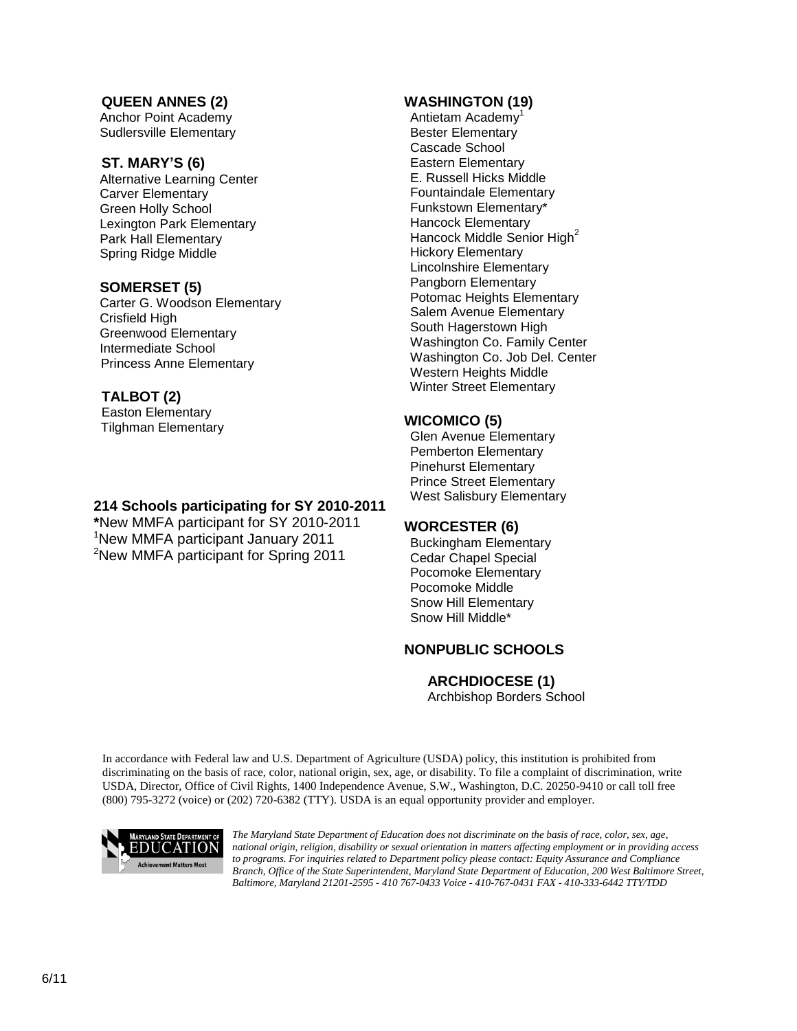**QUEEN ANNES (2)**
Anchor Point Academy
Sudlersville Elementary

**ST. MARY'S (6)**
Alternative Learning Center
Carver Elementary
Green Holly School
Lexington Park Elementary
Park Hall Elementary
Spring Ridge Middle

**SOMERSET (5)**
Carter G. Woodson Elementary
Crisfield High
Greenwood Elementary
Intermediate School
Princess Anne Elementary

**TALBOT (2)**
Easton Elementary
Tilghman Elementary

**214 Schools participating for SY 2010-2011**
**\***New MMFA participant for SY 2010-2011
[1]New MMFA participant January 2011
[2]New MMFA participant for Spring 2011

**WASHINGTON (19)**
Antietam Academy[1]
Bester Elementary
Cascade School
Eastern Elementary
E. Russell Hicks Middle
Fountaindale Elementary
Funkstown Elementary*
Hancock Elementary
Hancock Middle Senior High[2]
Hickory Elementary
Lincolnshire Elementary
Pangborn Elementary
Potomac Heights Elementary
Salem Avenue Elementary
South Hagerstown High
Washington Co. Family Center
Washington Co. Job Del. Center
Western Heights Middle
Winter Street Elementary

**WICOMICO (5)**
Glen Avenue Elementary
Pemberton Elementary
Pinehurst Elementary
Prince Street Elementary
West Salisbury Elementary

**WORCESTER (6)**
Buckingham Elementary
Cedar Chapel Special
Pocomoke Elementary
Pocomoke Middle
Snow Hill Elementary
Snow Hill Middle*

**NONPUBLIC SCHOOLS**

**ARCHDIOCESE (1)**
Archbishop Borders School

In accordance with Federal law and U.S. Department of Agriculture (USDA) policy, this institution is prohibited from discriminating on the basis of race, color, national origin, sex, age, or disability. To file a complaint of discrimination, write USDA, Director, Office of Civil Rights, 1400 Independence Avenue, S.W., Washington, D.C. 20250-9410 or call toll free (800) 795-3272 (voice) or (202) 720-6382 (TTY). USDA is an equal opportunity provider and employer.

MARYLAND STATE DEPARTMENT OF EDUCATION
Achievement Matters Most

*The Maryland State Department of Education does not discriminate on the basis of race, color, sex, age, national origin, religion, disability or sexual orientation in matters affecting employment or in providing access to programs. For inquiries related to Department policy please contact: Equity Assurance and Compliance Branch, Office of the State Superintendent, Maryland State Department of Education, 200 West Baltimore Street, Baltimore, Maryland 21201-2595 - 410 767-0433 Voice - 410-767-0431 FAX - 410-333-6442 TTY/TDD*

6/11